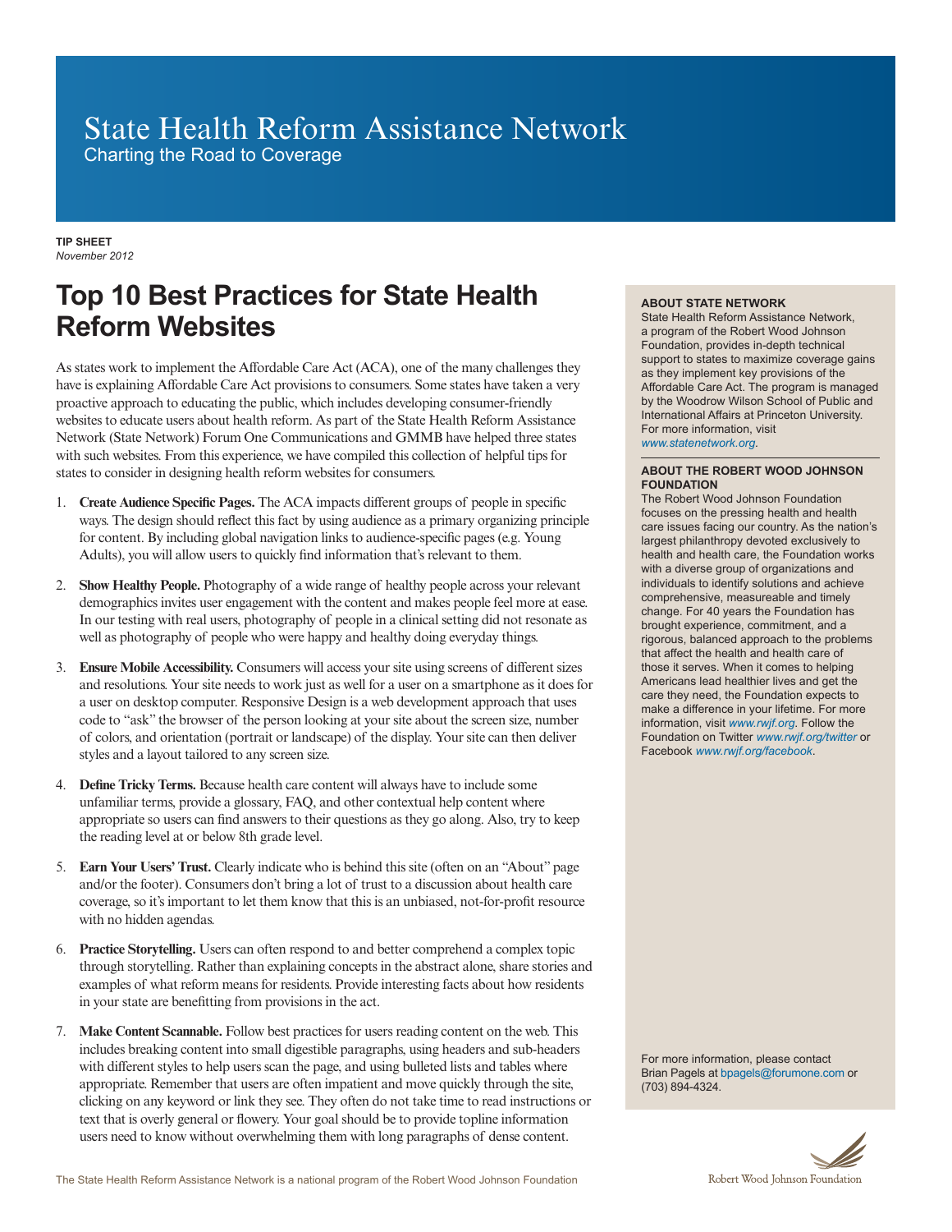# State Health Reform Assistance Network

Charting the Road to Coverage

**TIP SHEET**
*November 2012*

## Top 10 Best Practices for State Health Reform Websites

As states work to implement the Affordable Care Act (ACA), one of the many challenges they have is explaining Affordable Care Act provisions to consumers. Some states have taken a very proactive approach to educating the public, which includes developing consumer-friendly websites to educate users about health reform. As part of the State Health Reform Assistance Network (State Network) Forum One Communications and GMMB have helped three states with such websites. From this experience, we have compiled this collection of helpful tips for states to consider in designing health reform websites for consumers.

1. **Create Audience Specific Pages.** The ACA impacts different groups of people in specific ways. The design should reflect this fact by using audience as a primary organizing principle for content. By including global navigation links to audience-specific pages (e.g. Young Adults), you will allow users to quickly find information that's relevant to them.

2. **Show Healthy People.** Photography of a wide range of healthy people across your relevant demographics invites user engagement with the content and makes people feel more at ease. In our testing with real users, photography of people in a clinical setting did not resonate as well as photography of people who were happy and healthy doing everyday things.

3. **Ensure Mobile Accessibility.** Consumers will access your site using screens of different sizes and resolutions. Your site needs to work just as well for a user on a smartphone as it does for a user on desktop computer. Responsive Design is a web development approach that uses code to "ask" the browser of the person looking at your site about the screen size, number of colors, and orientation (portrait or landscape) of the display. Your site can then deliver styles and a layout tailored to any screen size.

4. **Define Tricky Terms.** Because health care content will always have to include some unfamiliar terms, provide a glossary, FAQ, and other contextual help content where appropriate so users can find answers to their questions as they go along. Also, try to keep the reading level at or below 8th grade level.

5. **Earn Your Users' Trust.** Clearly indicate who is behind this site (often on an "About" page and/or the footer). Consumers don't bring a lot of trust to a discussion about health care coverage, so it's important to let them know that this is an unbiased, not-for-profit resource with no hidden agendas.

6. **Practice Storytelling.** Users can often respond to and better comprehend a complex topic through storytelling. Rather than explaining concepts in the abstract alone, share stories and examples of what reform means for residents. Provide interesting facts about how residents in your state are benefitting from provisions in the act.

7. **Make Content Scannable.** Follow best practices for users reading content on the web. This includes breaking content into small digestible paragraphs, using headers and sub-headers with different styles to help users scan the page, and using bulleted lists and tables where appropriate. Remember that users are often impatient and move quickly through the site, clicking on any keyword or link they see. They often do not take time to read instructions or text that is overly general or flowery. Your goal should be to provide topline information users need to know without overwhelming them with long paragraphs of dense content.

**ABOUT STATE NETWORK**

State Health Reform Assistance Network, a program of the Robert Wood Johnson Foundation, provides in-depth technical support to states to maximize coverage gains as they implement key provisions of the Affordable Care Act. The program is managed by the Woodrow Wilson School of Public and International Affairs at Princeton University. For more information, visit *www.statenetwork.org*.

**ABOUT THE ROBERT WOOD JOHNSON FOUNDATION**

The Robert Wood Johnson Foundation focuses on the pressing health and health care issues facing our country. As the nation's largest philanthropy devoted exclusively to health and health care, the Foundation works with a diverse group of organizations and individuals to identify solutions and achieve comprehensive, measureable and timely change. For 40 years the Foundation has brought experience, commitment, and a rigorous, balanced approach to the problems that affect the health and health care of those it serves. When it comes to helping Americans lead healthier lives and get the care they need, the Foundation expects to make a difference in your lifetime. For more information, visit *www.rwjf.org*. Follow the Foundation on Twitter *www.rwjf.org/twitter* or Facebook *www.rwjf.org/facebook*.

For more information, please contact Brian Pagels at bpagels@forumone.com or (703) 894-4324.

The State Health Reform Assistance Network is a national program of the Robert Wood Johnson Foundation

Robert Wood Johnson Foundation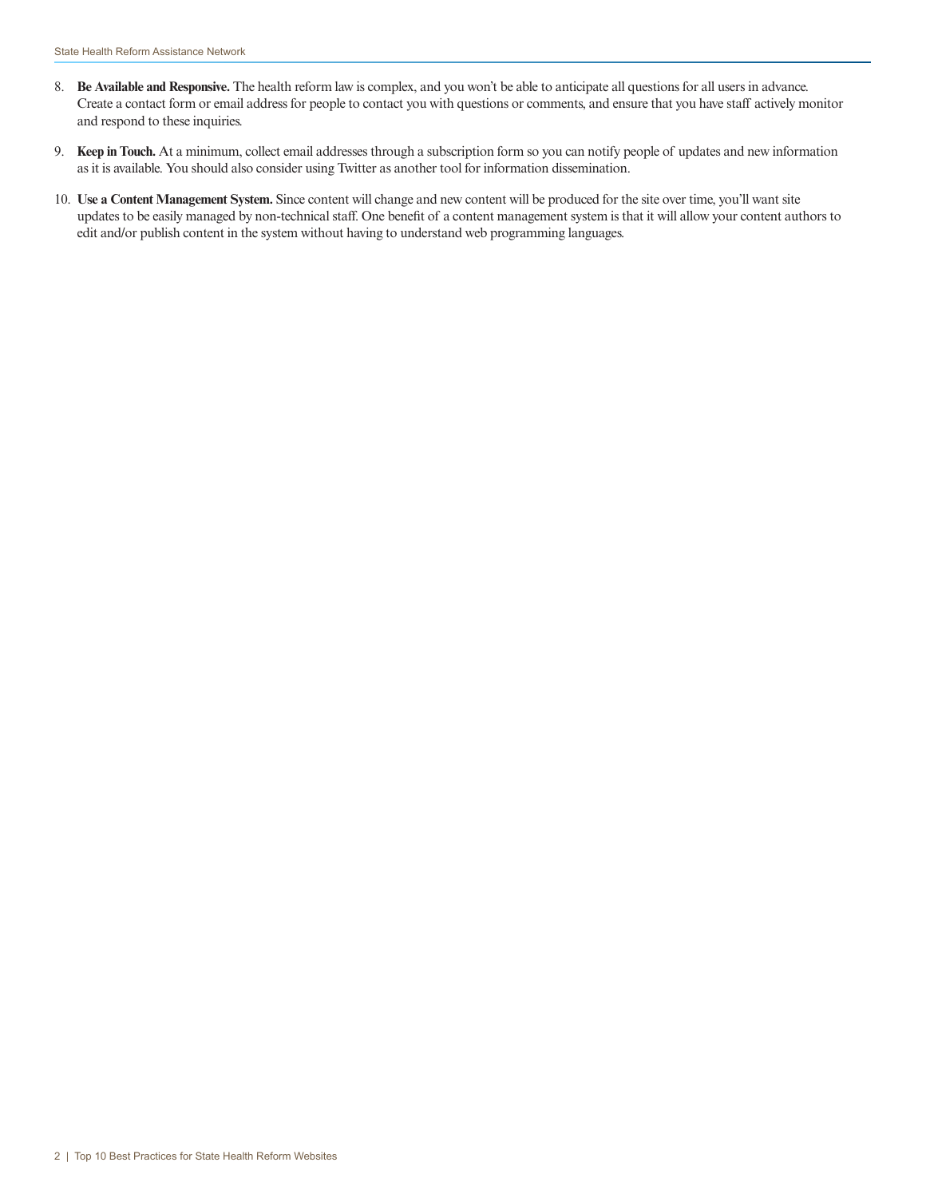8. **Be Available and Responsive.** The health reform law is complex, and you won't be able to anticipate all questions for all users in advance. Create a contact form or email address for people to contact you with questions or comments, and ensure that you have staff actively monitor and respond to these inquiries.

9. **Keep in Touch.** At a minimum, collect email addresses through a subscription form so you can notify people of updates and new information as it is available. You should also consider using Twitter as another tool for information dissemination.

10. **Use a Content Management System.** Since content will change and new content will be produced for the site over time, you'll want site updates to be easily managed by non-technical staff. One benefit of a content management system is that it will allow your content authors to edit and/or publish content in the system without having to understand web programming languages.